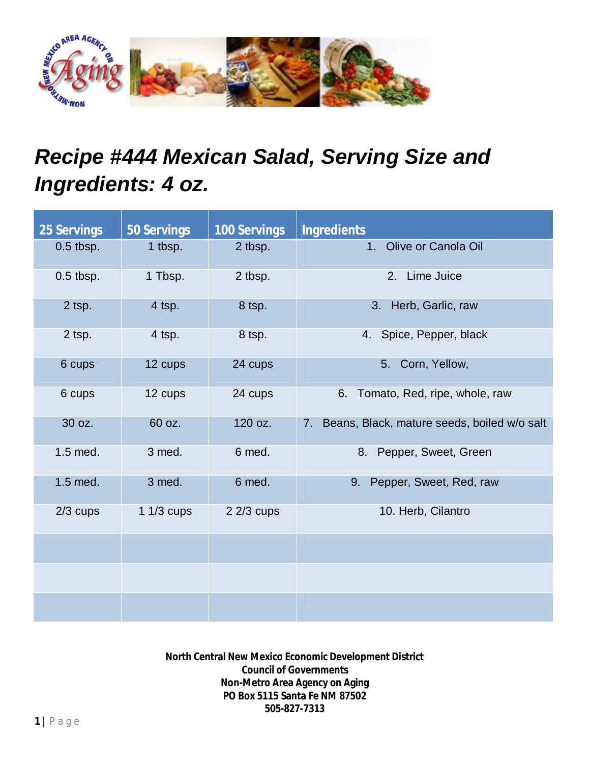# *Recipe #444 Mexican Salad, Serving Size and Ingredients: 4 oz.*

| 25 Servings | 50 Servings | 100 Servings | Ingredients |
|---|---|---|---|
| 0.5 tbsp. | 1 tbsp. | 2 tbsp. | 1. Olive or Canola Oil |
| 0.5 tbsp. | 1 Tbsp. | 2 tbsp. | 2. Lime Juice |
| 2 tsp. | 4 tsp. | 8 tsp. | 3. Herb, Garlic, raw |
| 2 tsp. | 4 tsp. | 8 tsp. | 4. Spice, Pepper, black |
| 6 cups | 12 cups | 24 cups | 5. Corn, Yellow, |
| 6 cups | 12 cups | 24 cups | 6. Tomato, Red, ripe, whole, raw |
| 30 oz. | 60 oz. | 120 oz. | 7. Beans, Black, mature seeds, boiled w/o salt |
| 1.5 med. | 3 med. | 6 med. | 8. Pepper, Sweet, Green |
| 1.5 med. | 3 med. | 6 med. | 9. Pepper, Sweet, Red, raw |
| 2/3 cups | 1 1/3 cups | 2 2/3 cups | 10. Herb, Cilantro |
| | | | |
| | | | |
| | | | |

**North Central New Mexico Economic Development District**
**Council of Governments**
**Non-Metro Area Agency on Aging**
**PO Box 5115 Santa Fe NM 87502**
**505-827-7313**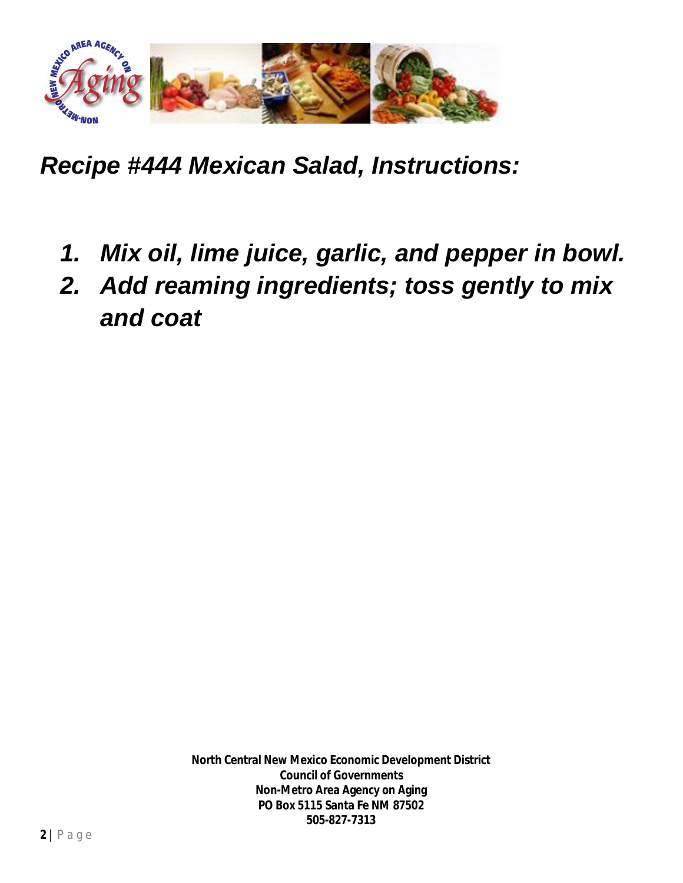## *Recipe #444 Mexican Salad, Instructions:*

1. ***Mix oil, lime juice, garlic, and pepper in bowl.***
2. ***Add reaming ingredients; toss gently to mix and coat***

**North Central New Mexico Economic Development District**
**Council of Governments**
**Non-Metro Area Agency on Aging**
**PO Box 5115 Santa Fe NM 87502**
**505-827-7313**